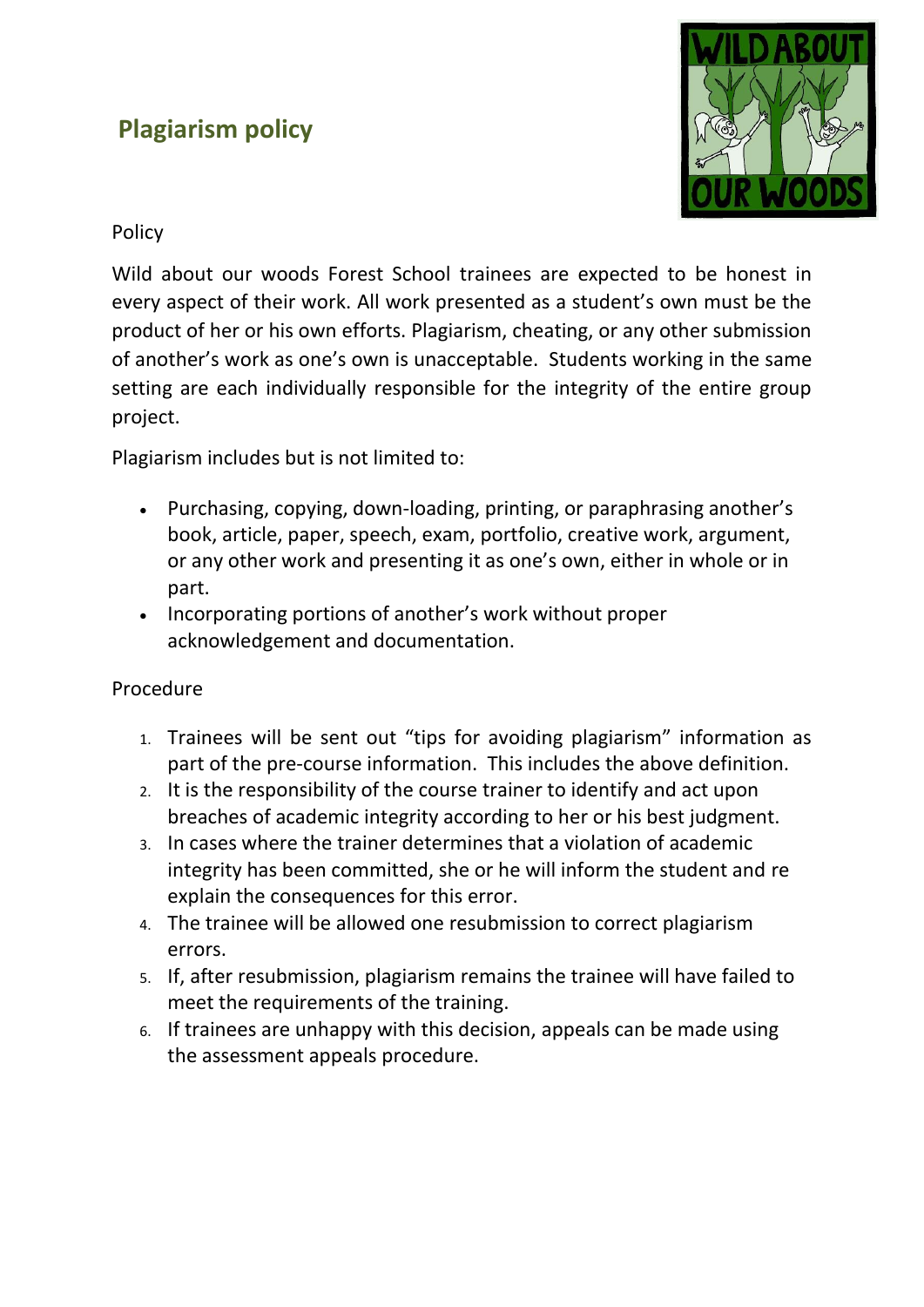# Plagiarism policy

Policy

Wild about our woods Forest School trainees are expected to be honest in every aspect of their work. All work presented as a student's own must be the product of her or his own efforts. Plagiarism, cheating, or any other submission of another's work as one's own is unacceptable. Students working in the same setting are each individually responsible for the integrity of the entire group project.

Plagiarism includes but is not limited to:

- Purchasing, copying, down-loading, printing, or paraphrasing another's book, article, paper, speech, exam, portfolio, creative work, argument, or any other work and presenting it as one's own, either in whole or in part.
- Incorporating portions of another's work without proper acknowledgement and documentation.

Procedure

1. Trainees will be sent out "tips for avoiding plagiarism" information as part of the pre-course information. This includes the above definition.
2. It is the responsibility of the course trainer to identify and act upon breaches of academic integrity according to her or his best judgment.
3. In cases where the trainer determines that a violation of academic integrity has been committed, she or he will inform the student and re explain the consequences for this error.
4. The trainee will be allowed one resubmission to correct plagiarism errors.
5. If, after resubmission, plagiarism remains the trainee will have failed to meet the requirements of the training.
6. If trainees are unhappy with this decision, appeals can be made using the assessment appeals procedure.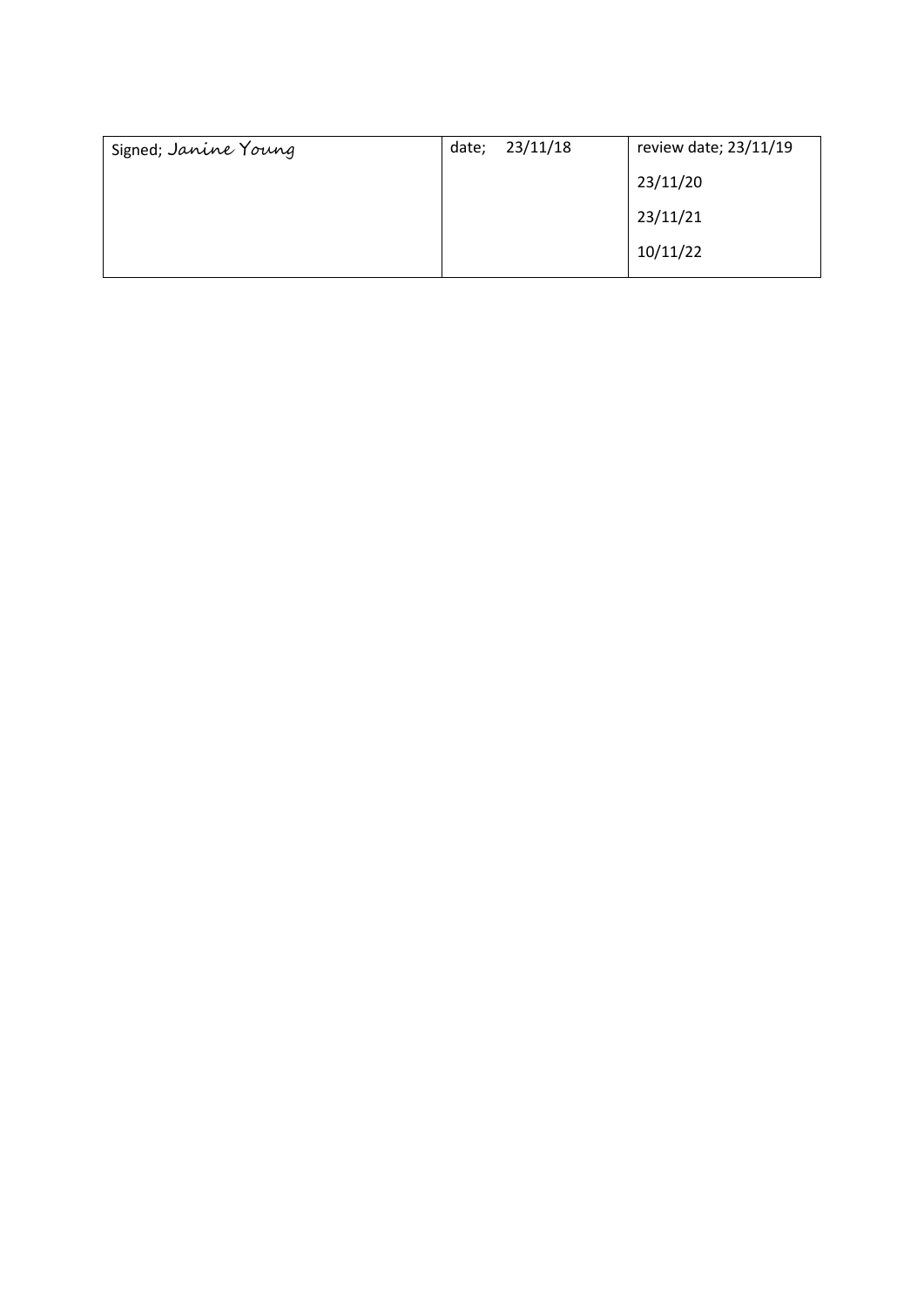| | | |
|---|---|---|
| Signed; Janine Young | date; 23/11/18 | review date; 23/11/19<br>23/11/20<br>23/11/21<br>10/11/22 |